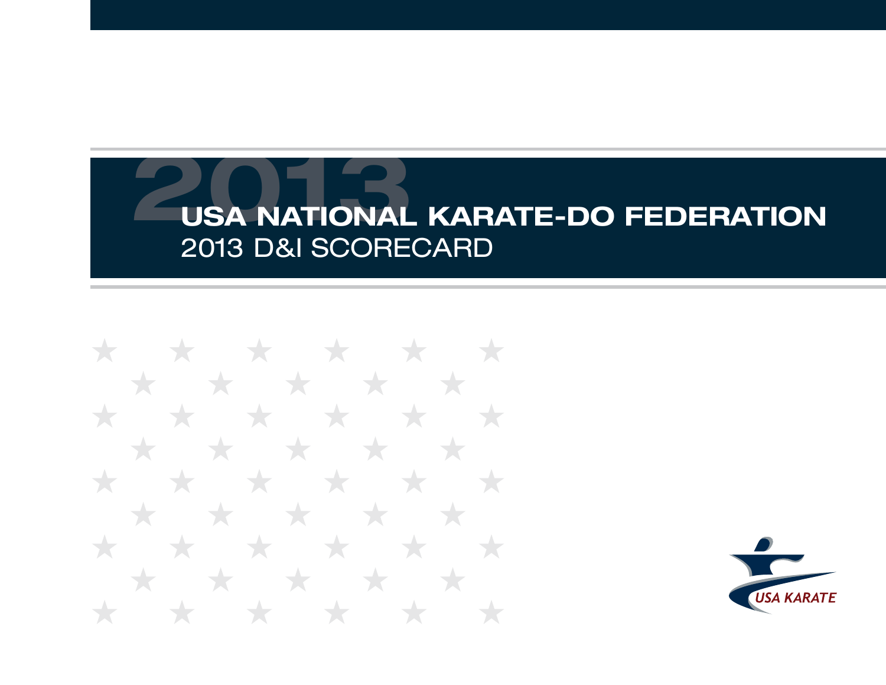# USA NATIONAL KARATE-DO FEDERATION

## 2013 D&I SCORECARD

USA KARATE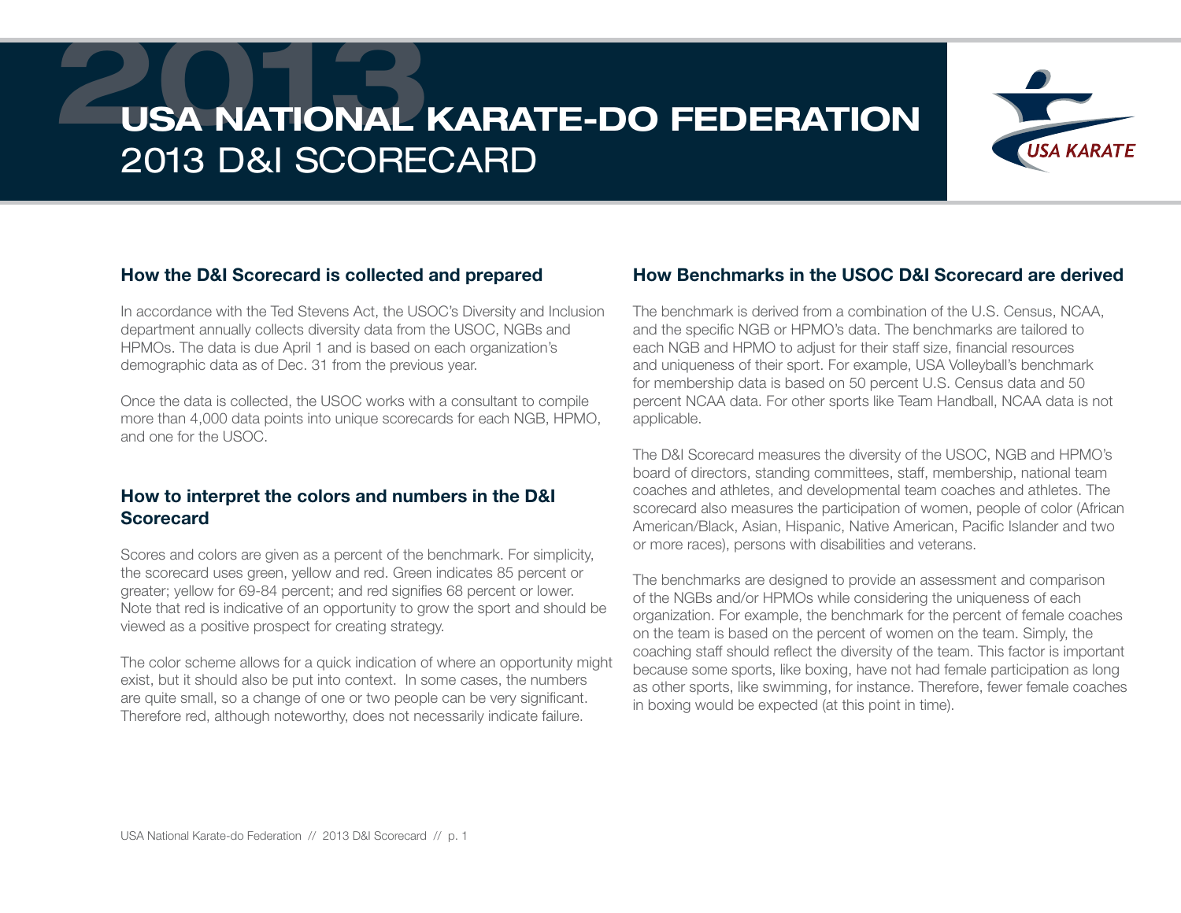# USA NATIONAL KARATE-DO FEDERATION
# 2013 D&I SCORECARD

## How the D&I Scorecard is collected and prepared

In accordance with the Ted Stevens Act, the USOC's Diversity and Inclusion department annually collects diversity data from the USOC, NGBs and HPMOs. The data is due April 1 and is based on each organization's demographic data as of Dec. 31 from the previous year.

Once the data is collected, the USOC works with a consultant to compile more than 4,000 data points into unique scorecards for each NGB, HPMO, and one for the USOC.

## How to interpret the colors and numbers in the D&I Scorecard

Scores and colors are given as a percent of the benchmark. For simplicity, the scorecard uses green, yellow and red. Green indicates 85 percent or greater; yellow for 69-84 percent; and red signifies 68 percent or lower. Note that red is indicative of an opportunity to grow the sport and should be viewed as a positive prospect for creating strategy.

The color scheme allows for a quick indication of where an opportunity might exist, but it should also be put into context. In some cases, the numbers are quite small, so a change of one or two people can be very significant. Therefore red, although noteworthy, does not necessarily indicate failure.

## How Benchmarks in the USOC D&I Scorecard are derived

The benchmark is derived from a combination of the U.S. Census, NCAA, and the specific NGB or HPMO's data. The benchmarks are tailored to each NGB and HPMO to adjust for their staff size, financial resources and uniqueness of their sport. For example, USA Volleyball's benchmark for membership data is based on 50 percent U.S. Census data and 50 percent NCAA data. For other sports like Team Handball, NCAA data is not applicable.

The D&I Scorecard measures the diversity of the USOC, NGB and HPMO's board of directors, standing committees, staff, membership, national team coaches and athletes, and developmental team coaches and athletes. The scorecard also measures the participation of women, people of color (African American/Black, Asian, Hispanic, Native American, Pacific Islander and two or more races), persons with disabilities and veterans.

The benchmarks are designed to provide an assessment and comparison of the NGBs and/or HPMOs while considering the uniqueness of each organization. For example, the benchmark for the percent of female coaches on the team is based on the percent of women on the team. Simply, the coaching staff should reflect the diversity of the team. This factor is important because some sports, like boxing, have not had female participation as long as other sports, like swimming, for instance. Therefore, fewer female coaches in boxing would be expected (at this point in time).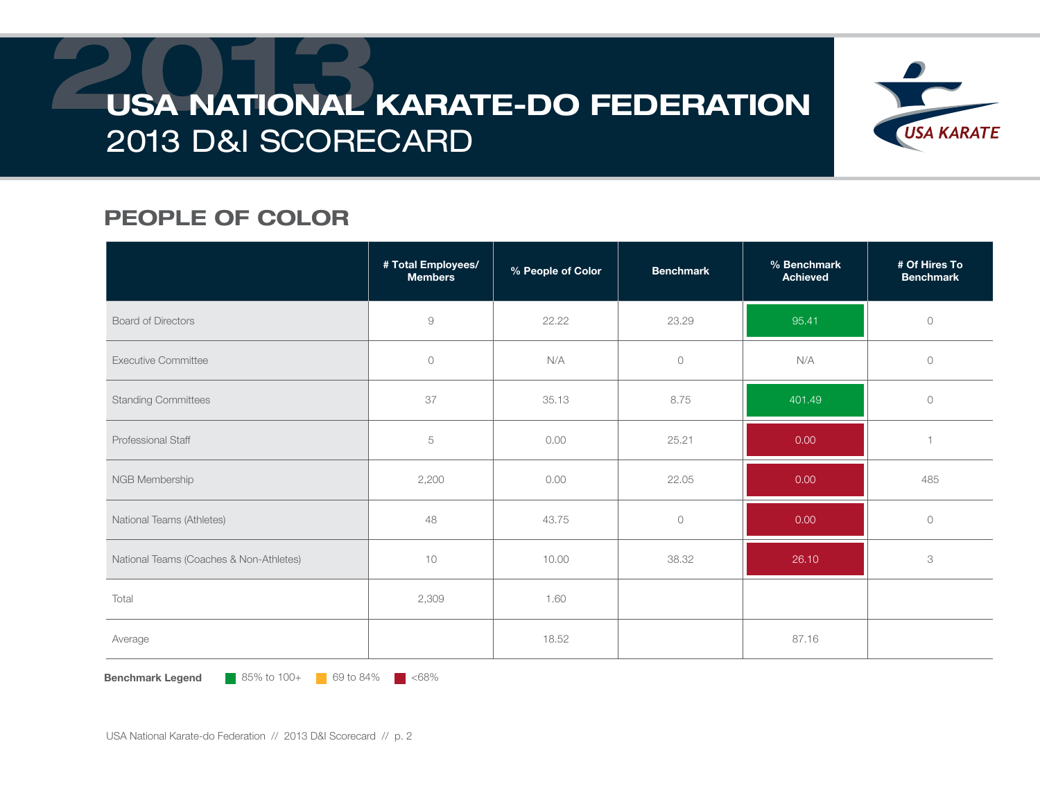# USA NATIONAL KARATE-DO FEDERATION
## 2013 D&I SCORECARD

## PEOPLE OF COLOR

| | # Total Employees/ Members | % People of Color | Benchmark | % Benchmark Achieved | # Of Hires To Benchmark |
|---|---|---|---|---|---|
| Board of Directors | 9 | 22.22 | 23.29 | 95.41 | 0 |
| Executive Committee | 0 | N/A | 0 | N/A | 0 |
| Standing Committees | 37 | 35.13 | 8.75 | 401.49 | 0 |
| Professional Staff | 5 | 0.00 | 25.21 | 0.00 | 1 |
| NGB Membership | 2,200 | 0.00 | 22.05 | 0.00 | 485 |
| National Teams (Athletes) | 48 | 43.75 | 0 | 0.00 | 0 |
| National Teams (Coaches & Non-Athletes) | 10 | 10.00 | 38.32 | 26.10 | 3 |
| Total | 2,309 | 1.60 | | | |
| Average | | 18.52 | | 87.16 | |

**Benchmark Legend** 85% to 100+ 69 to 84% <68%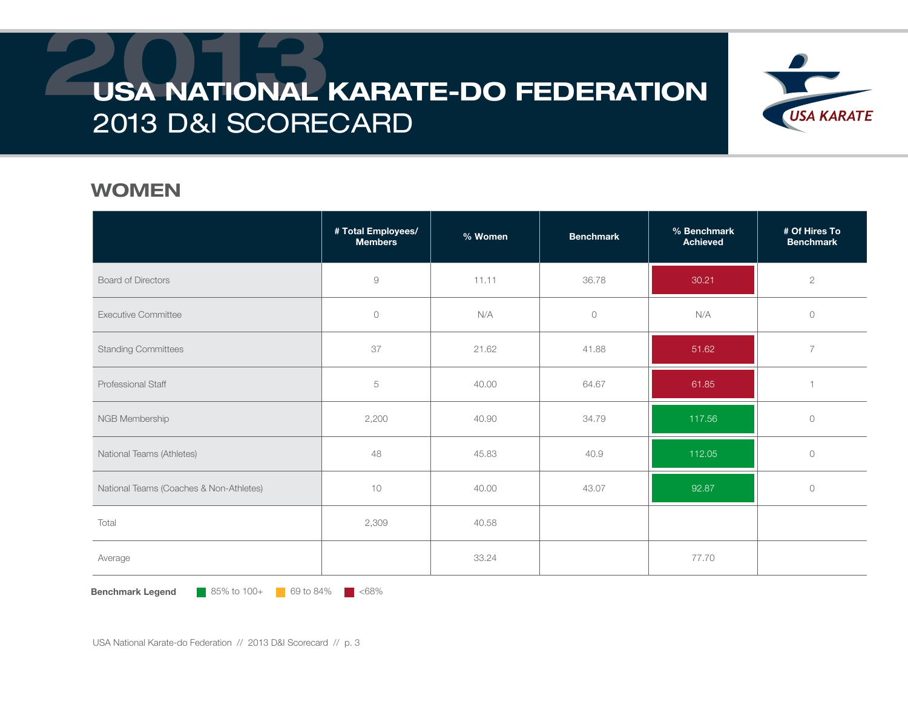# USA NATIONAL KARATE-DO FEDERATION

## 2013 D&I SCORECARD

## WOMEN

| | # Total Employees/ Members | % Women | Benchmark | % Benchmark Achieved | # Of Hires To Benchmark |
|---|---|---|---|---|---|
| Board of Directors | 9 | 11.11 | 36.78 | 30.21 | 2 |
| Executive Committee | 0 | N/A | 0 | N/A | 0 |
| Standing Committees | 37 | 21.62 | 41.88 | 51.62 | 7 |
| Professional Staff | 5 | 40.00 | 64.67 | 61.85 | 1 |
| NGB Membership | 2,200 | 40.90 | 34.79 | 117.56 | 0 |
| National Teams (Athletes) | 48 | 45.83 | 40.9 | 112.05 | 0 |
| National Teams (Coaches & Non-Athletes) | 10 | 40.00 | 43.07 | 92.87 | 0 |
| Total | 2,309 | 40.58 | | | |
| Average | | 33.24 | | 77.70 | |

**Benchmark Legend** 85% to 100+ | 69 to 84% | <68%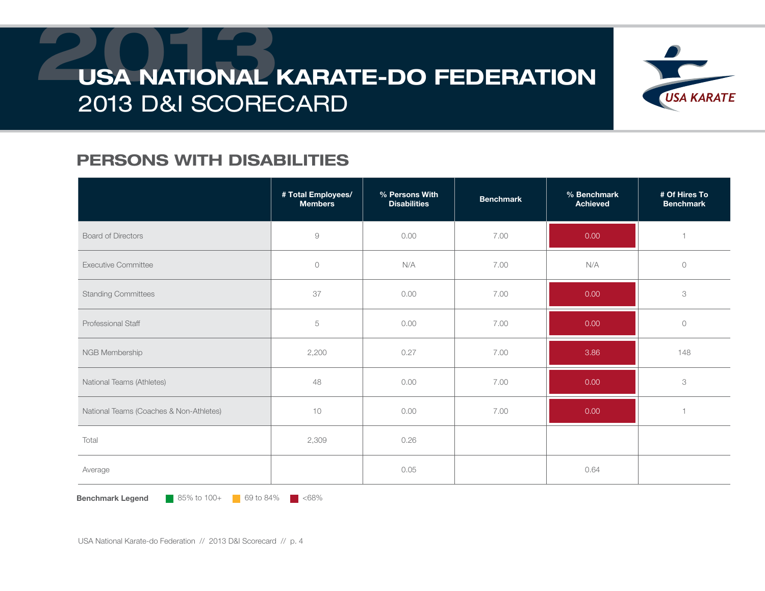# USA NATIONAL KARATE-DO FEDERATION
## 2013 D&I SCORECARD

## PERSONS WITH DISABILITIES

| | # Total Employees/ Members | % Persons With Disabilities | Benchmark | % Benchmark Achieved | # Of Hires To Benchmark |
|---|---|---|---|---|---|
| Board of Directors | 9 | 0.00 | 7.00 | 0.00 | 1 |
| Executive Committee | 0 | N/A | 7.00 | N/A | 0 |
| Standing Committees | 37 | 0.00 | 7.00 | 0.00 | 3 |
| Professional Staff | 5 | 0.00 | 7.00 | 0.00 | 0 |
| NGB Membership | 2,200 | 0.27 | 7.00 | 3.86 | 148 |
| National Teams (Athletes) | 48 | 0.00 | 7.00 | 0.00 | 3 |
| National Teams (Coaches & Non-Athletes) | 10 | 0.00 | 7.00 | 0.00 | 1 |
| Total | 2,309 | 0.26 | | | |
| Average | | 0.05 | | 0.64 | |

**Benchmark Legend** 85% to 100+ 69 to 84% <68%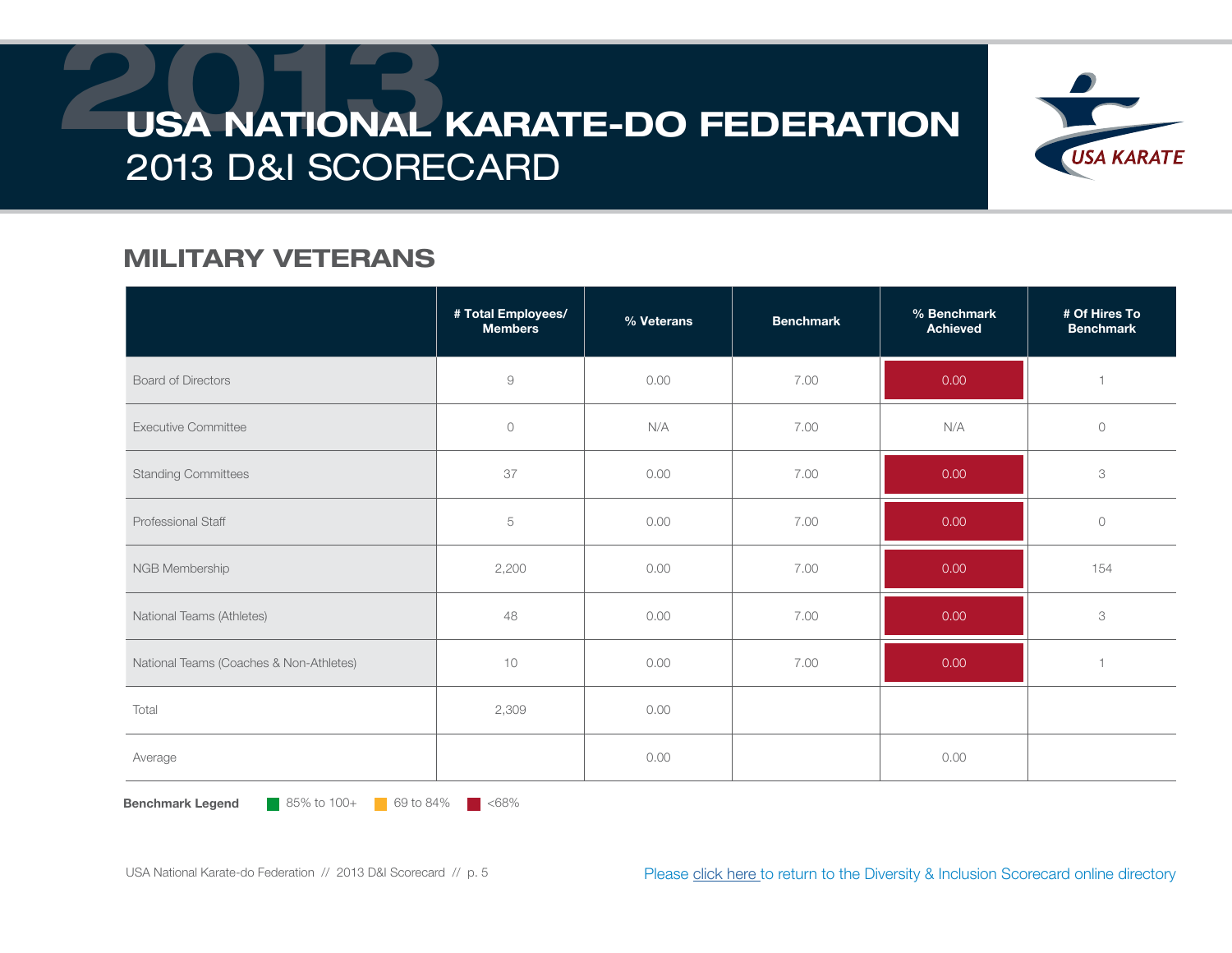# USA NATIONAL KARATE-DO FEDERATION
## 2013 D&I SCORECARD

## MILITARY VETERANS

| | # Total Employees/ Members | % Veterans | Benchmark | % Benchmark Achieved | # Of Hires To Benchmark |
|---|---|---|---|---|---|
| Board of Directors | 9 | 0.00 | 7.00 | 0.00 | 1 |
| Executive Committee | 0 | N/A | 7.00 | N/A | 0 |
| Standing Committees | 37 | 0.00 | 7.00 | 0.00 | 3 |
| Professional Staff | 5 | 0.00 | 7.00 | 0.00 | 0 |
| NGB Membership | 2,200 | 0.00 | 7.00 | 0.00 | 154 |
| National Teams (Athletes) | 48 | 0.00 | 7.00 | 0.00 | 3 |
| National Teams (Coaches & Non-Athletes) | 10 | 0.00 | 7.00 | 0.00 | 1 |
| Total | 2,309 | 0.00 | | | |
| Average | | 0.00 | | 0.00 | |

**Benchmark Legend** 85% to 100+ 69 to 84% <68%

Please click here to return to the Diversity & Inclusion Scorecard online directory